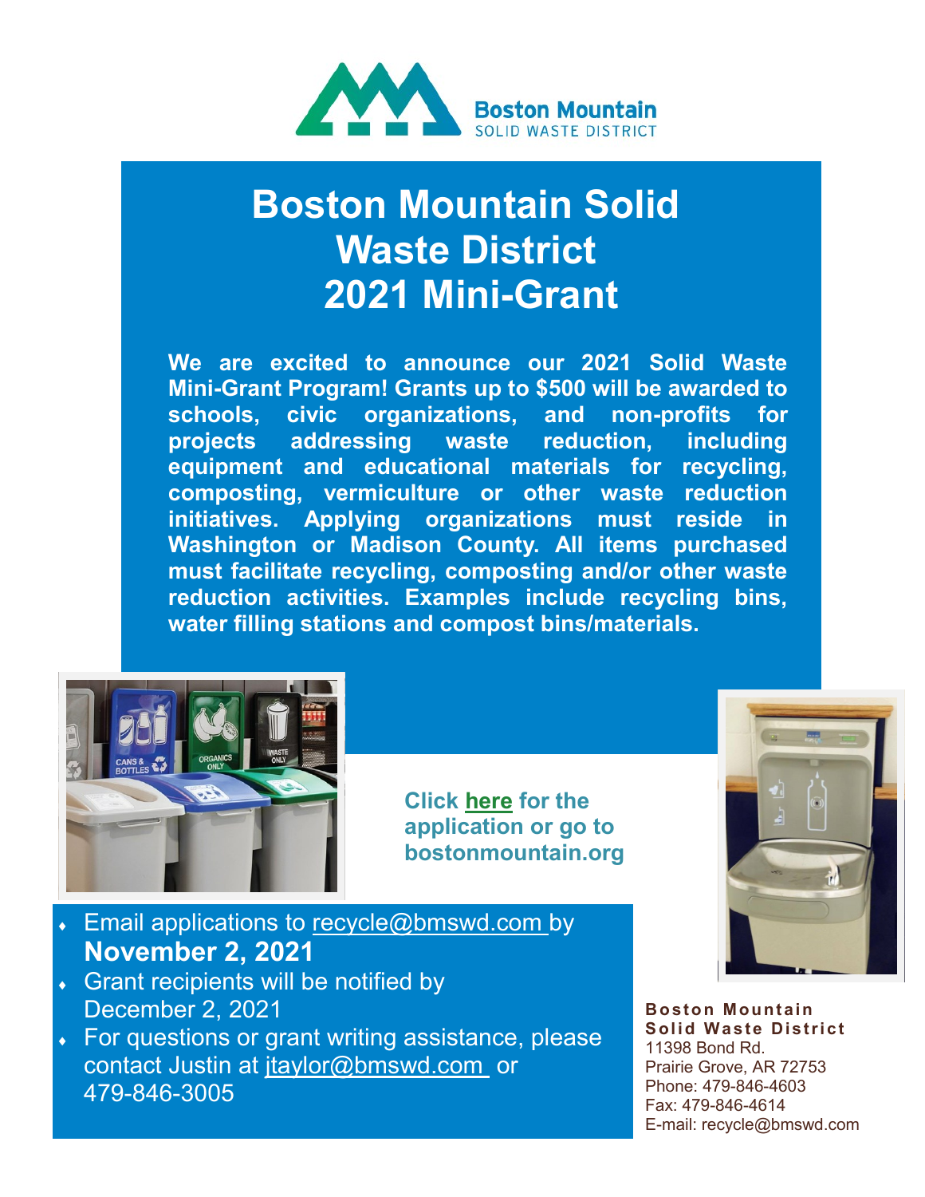Boston Mountain SOLID WASTE DISTRICT

# Boston Mountain Solid Waste District 2021 Mini-Grant

**We are excited to announce our 2021 Solid Waste Mini-Grant Program! Grants up to $500 will be awarded to schools, civic organizations, and non-profits for projects addressing waste reduction, including equipment and educational materials for recycling, composting, vermiculture or other waste reduction initiatives. Applying organizations must reside in Washington or Madison County. All items purchased must facilitate recycling, composting and/or other waste reduction activities. Examples include recycling bins, water filling stations and compost bins/materials.**

**Click here for the application or go to bostonmountain.org**

- Email applications to recycle@bmswd.com by **November 2, 2021**
- Grant recipients will be notified by December 2, 2021
- For questions or grant writing assistance, please contact Justin at jtaylor@bmswd.com or 479-846-3005

**Boston Mountain Solid Waste District**
11398 Bond Rd.
Prairie Grove, AR 72753
Phone: 479-846-4603
Fax: 479-846-4614
E-mail: recycle@bmswd.com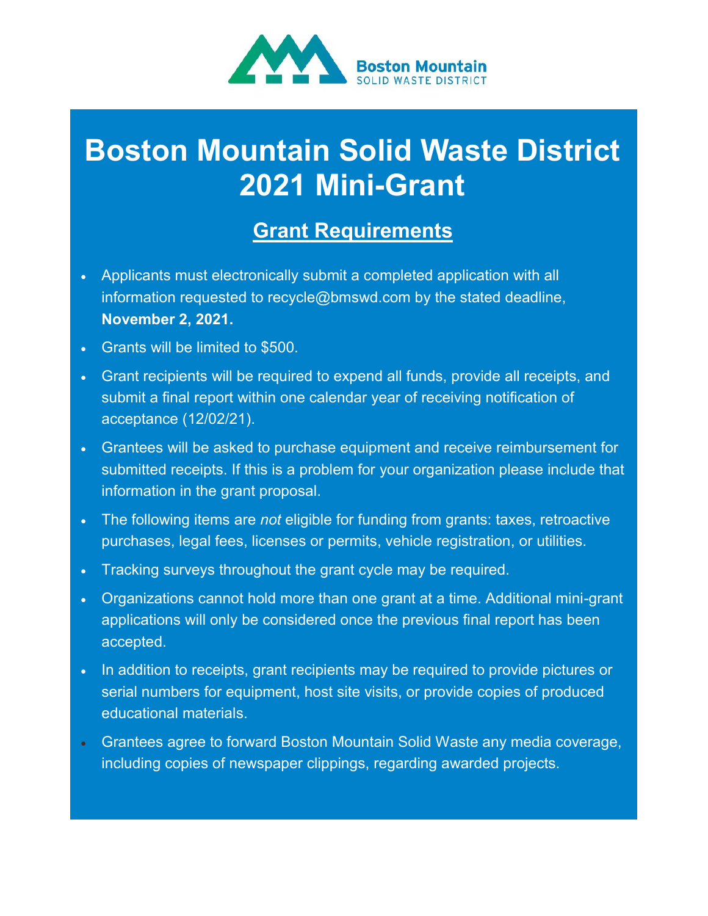Boston Mountain
SOLID WASTE DISTRICT

# Boston Mountain Solid Waste District 2021 Mini-Grant

## Grant Requirements

- Applicants must electronically submit a completed application with all information requested to recycle@bmswd.com by the stated deadline, **November 2, 2021.**
- Grants will be limited to $500.
- Grant recipients will be required to expend all funds, provide all receipts, and submit a final report within one calendar year of receiving notification of acceptance (12/02/21).
- Grantees will be asked to purchase equipment and receive reimbursement for submitted receipts. If this is a problem for your organization please include that information in the grant proposal.
- The following items are *not* eligible for funding from grants: taxes, retroactive purchases, legal fees, licenses or permits, vehicle registration, or utilities.
- Tracking surveys throughout the grant cycle may be required.
- Organizations cannot hold more than one grant at a time. Additional mini-grant applications will only be considered once the previous final report has been accepted.
- In addition to receipts, grant recipients may be required to provide pictures or serial numbers for equipment, host site visits, or provide copies of produced educational materials.
- Grantees agree to forward Boston Mountain Solid Waste any media coverage, including copies of newspaper clippings, regarding awarded projects.